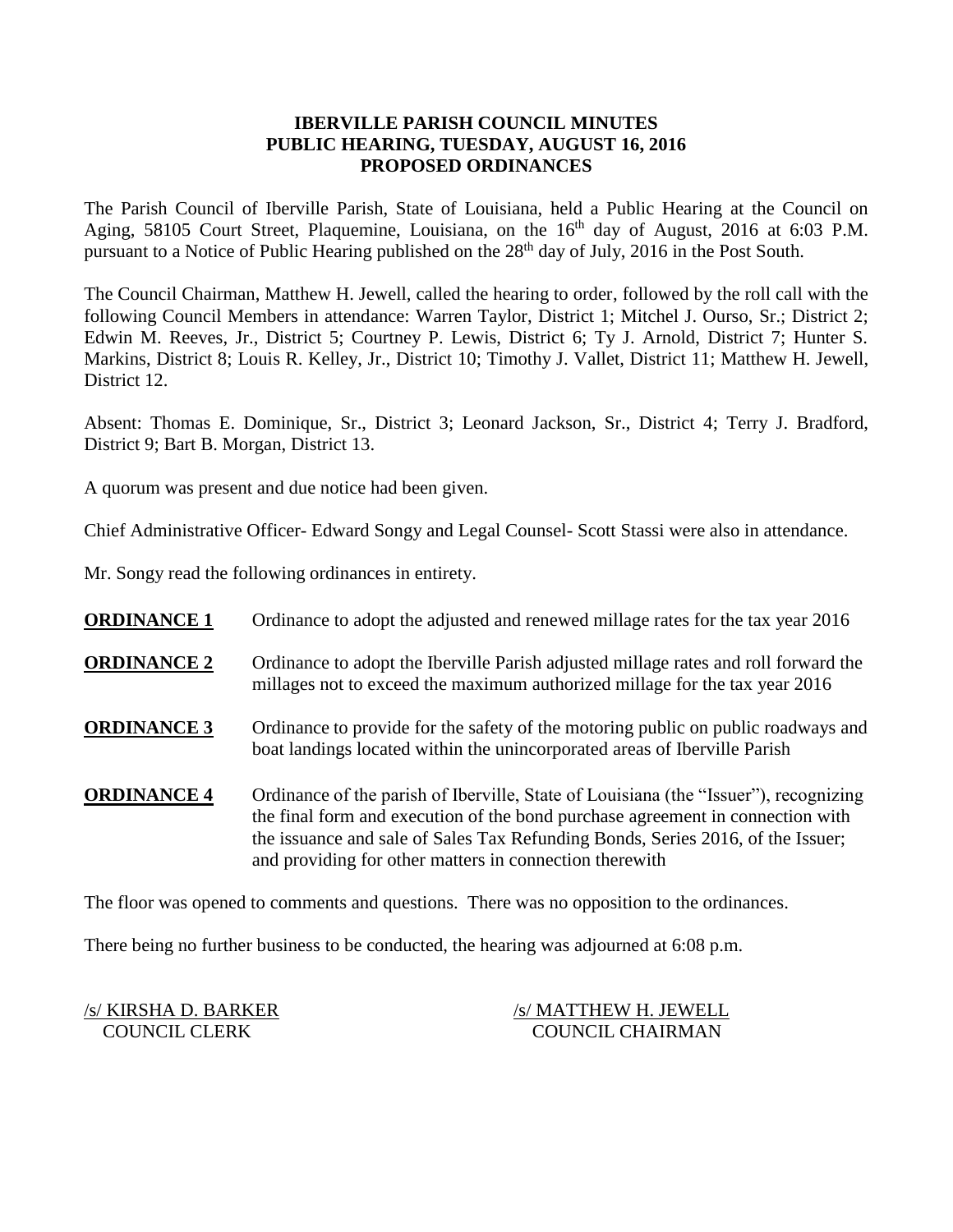# IBERVILLE PARISH COUNCIL MINUTES
## PUBLIC HEARING, TUESDAY, AUGUST 16, 2016
## PROPOSED ORDINANCES

The Parish Council of Iberville Parish, State of Louisiana, held a Public Hearing at the Council on Aging, 58105 Court Street, Plaquemine, Louisiana, on the 16th day of August, 2016 at 6:03 P.M. pursuant to a Notice of Public Hearing published on the 28th day of July, 2016 in the Post South.

The Council Chairman, Matthew H. Jewell, called the hearing to order, followed by the roll call with the following Council Members in attendance: Warren Taylor, District 1; Mitchel J. Ourso, Sr.; District 2; Edwin M. Reeves, Jr., District 5; Courtney P. Lewis, District 6; Ty J. Arnold, District 7; Hunter S. Markins, District 8; Louis R. Kelley, Jr., District 10; Timothy J. Vallet, District 11; Matthew H. Jewell, District 12.

Absent: Thomas E. Dominique, Sr., District 3; Leonard Jackson, Sr., District 4; Terry J. Bradford, District 9; Bart B. Morgan, District 13.

A quorum was present and due notice had been given.

Chief Administrative Officer- Edward Songy and Legal Counsel- Scott Stassi were also in attendance.

Mr. Songy read the following ordinances in entirety.

**ORDINANCE 1** Ordinance to adopt the adjusted and renewed millage rates for the tax year 2016

**ORDINANCE 2** Ordinance to adopt the Iberville Parish adjusted millage rates and roll forward the millages not to exceed the maximum authorized millage for the tax year 2016

**ORDINANCE 3** Ordinance to provide for the safety of the motoring public on public roadways and boat landings located within the unincorporated areas of Iberville Parish

**ORDINANCE 4** Ordinance of the parish of Iberville, State of Louisiana (the "Issuer"), recognizing the final form and execution of the bond purchase agreement in connection with the issuance and sale of Sales Tax Refunding Bonds, Series 2016, of the Issuer; and providing for other matters in connection therewith

The floor was opened to comments and questions. There was no opposition to the ordinances.

There being no further business to be conducted, the hearing was adjourned at 6:08 p.m.

/s/ KIRSHA D. BARKER
COUNCIL CLERK

/s/ MATTHEW H. JEWELL
COUNCIL CHAIRMAN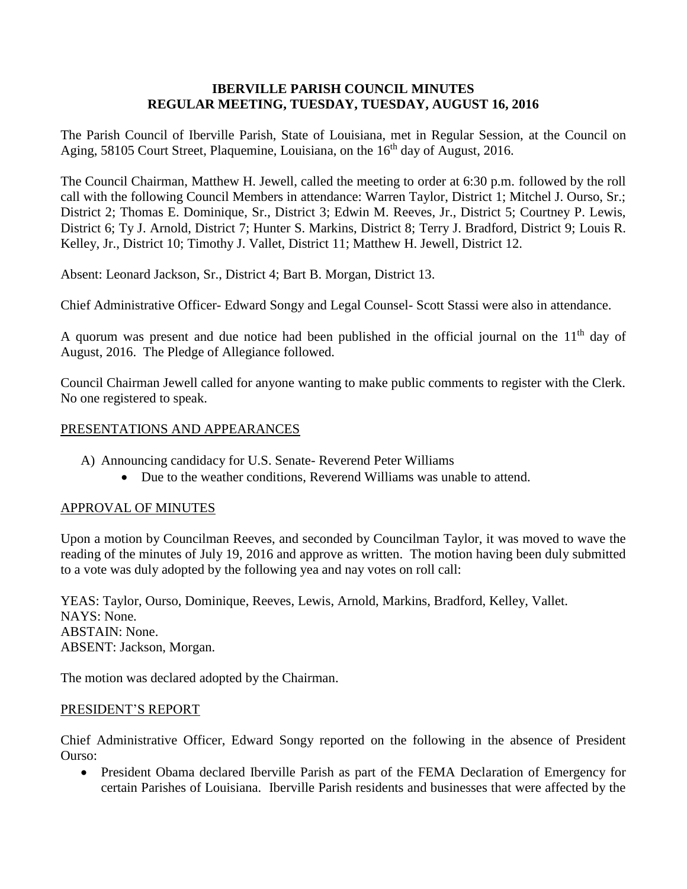# IBERVILLE PARISH COUNCIL MINUTES
## REGULAR MEETING, TUESDAY, TUESDAY, AUGUST 16, 2016

The Parish Council of Iberville Parish, State of Louisiana, met in Regular Session, at the Council on Aging, 58105 Court Street, Plaquemine, Louisiana, on the 16th day of August, 2016.

The Council Chairman, Matthew H. Jewell, called the meeting to order at 6:30 p.m. followed by the roll call with the following Council Members in attendance: Warren Taylor, District 1; Mitchel J. Ourso, Sr.; District 2; Thomas E. Dominique, Sr., District 3; Edwin M. Reeves, Jr., District 5; Courtney P. Lewis, District 6; Ty J. Arnold, District 7; Hunter S. Markins, District 8; Terry J. Bradford, District 9; Louis R. Kelley, Jr., District 10; Timothy J. Vallet, District 11; Matthew H. Jewell, District 12.

Absent: Leonard Jackson, Sr., District 4; Bart B. Morgan, District 13.

Chief Administrative Officer- Edward Songy and Legal Counsel- Scott Stassi were also in attendance.

A quorum was present and due notice had been published in the official journal on the 11th day of August, 2016. The Pledge of Allegiance followed.

Council Chairman Jewell called for anyone wanting to make public comments to register with the Clerk. No one registered to speak.

PRESENTATIONS AND APPEARANCES

A) Announcing candidacy for U.S. Senate- Reverend Peter Williams
   - Due to the weather conditions, Reverend Williams was unable to attend.

APPROVAL OF MINUTES

Upon a motion by Councilman Reeves, and seconded by Councilman Taylor, it was moved to wave the reading of the minutes of July 19, 2016 and approve as written. The motion having been duly submitted to a vote was duly adopted by the following yea and nay votes on roll call:

YEAS: Taylor, Ourso, Dominique, Reeves, Lewis, Arnold, Markins, Bradford, Kelley, Vallet.
NAYS: None.
ABSTAIN: None.
ABSENT: Jackson, Morgan.

The motion was declared adopted by the Chairman.

PRESIDENT'S REPORT

Chief Administrative Officer, Edward Songy reported on the following in the absence of President Ourso:

- President Obama declared Iberville Parish as part of the FEMA Declaration of Emergency for certain Parishes of Louisiana. Iberville Parish residents and businesses that were affected by the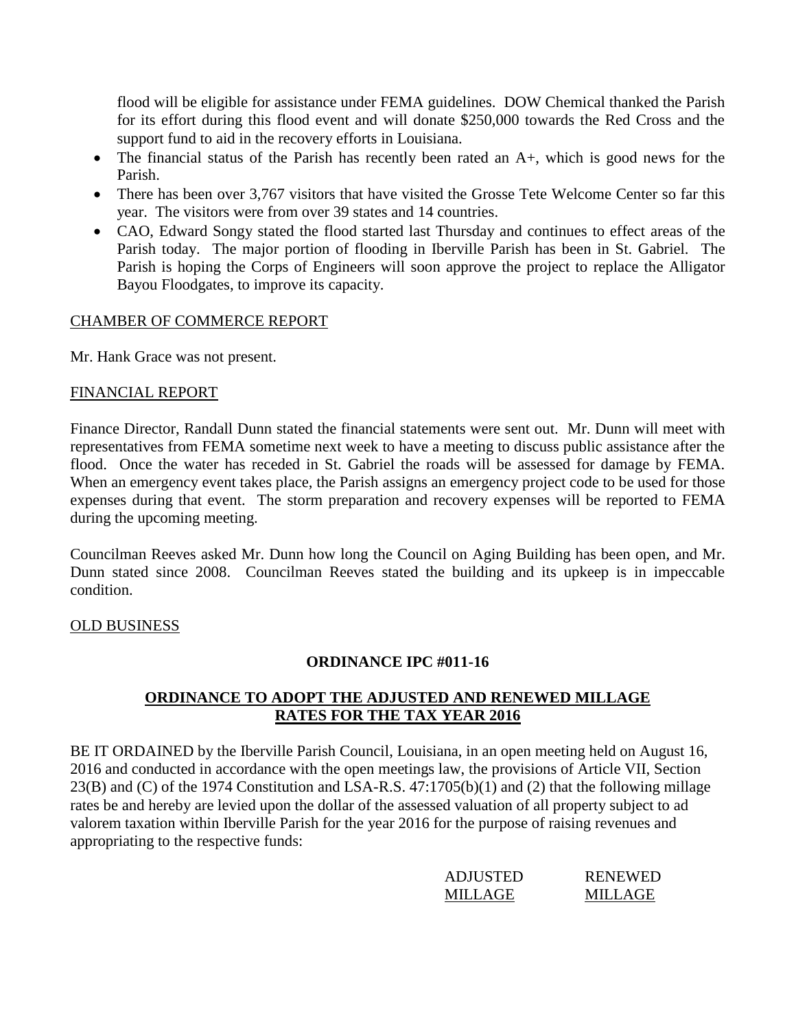flood will be eligible for assistance under FEMA guidelines. DOW Chemical thanked the Parish for its effort during this flood event and will donate $250,000 towards the Red Cross and the support fund to aid in the recovery efforts in Louisiana.

- The financial status of the Parish has recently been rated an A+, which is good news for the Parish.
- There has been over 3,767 visitors that have visited the Grosse Tete Welcome Center so far this year. The visitors were from over 39 states and 14 countries.
- CAO, Edward Songy stated the flood started last Thursday and continues to effect areas of the Parish today. The major portion of flooding in Iberville Parish has been in St. Gabriel. The Parish is hoping the Corps of Engineers will soon approve the project to replace the Alligator Bayou Floodgates, to improve its capacity.

CHAMBER OF COMMERCE REPORT

Mr. Hank Grace was not present.

FINANCIAL REPORT

Finance Director, Randall Dunn stated the financial statements were sent out. Mr. Dunn will meet with representatives from FEMA sometime next week to have a meeting to discuss public assistance after the flood. Once the water has receded in St. Gabriel the roads will be assessed for damage by FEMA. When an emergency event takes place, the Parish assigns an emergency project code to be used for those expenses during that event. The storm preparation and recovery expenses will be reported to FEMA during the upcoming meeting.

Councilman Reeves asked Mr. Dunn how long the Council on Aging Building has been open, and Mr. Dunn stated since 2008. Councilman Reeves stated the building and its upkeep is in impeccable condition.

OLD BUSINESS

**ORDINANCE IPC #011-16**

**ORDINANCE TO ADOPT THE ADJUSTED AND RENEWED MILLAGE RATES FOR THE TAX YEAR 2016**

BE IT ORDAINED by the Iberville Parish Council, Louisiana, in an open meeting held on August 16, 2016 and conducted in accordance with the open meetings law, the provisions of Article VII, Section 23(B) and (C) of the 1974 Constitution and LSA-R.S. 47:1705(b)(1) and (2) that the following millage rates be and hereby are levied upon the dollar of the assessed valuation of all property subject to ad valorem taxation within Iberville Parish for the year 2016 for the purpose of raising revenues and appropriating to the respective funds:

| | ADJUSTED MILLAGE | RENEWED MILLAGE |
|---|---|---|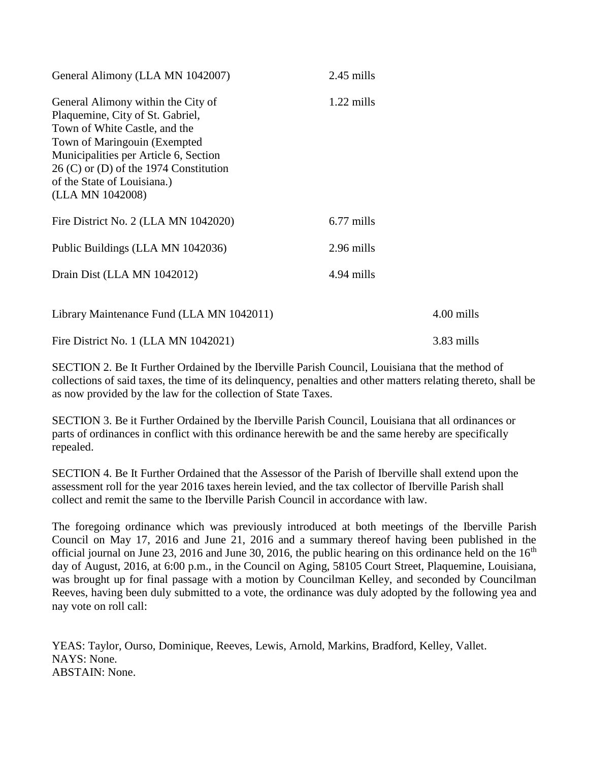| | | |
|---|---|---|
| General Alimony (LLA MN 1042007) | 2.45 mills | |
| General Alimony within the City of Plaquemine, City of St. Gabriel, Town of White Castle, and the Town of Maringouin (Exempted Municipalities per Article 6, Section 26 (C) or (D) of the 1974 Constitution of the State of Louisiana.) (LLA MN 1042008) | 1.22 mills | |
| Fire District No. 2 (LLA MN 1042020) | 6.77 mills | |
| Public Buildings (LLA MN 1042036) | 2.96 mills | |
| Drain Dist (LLA MN 1042012) | 4.94 mills | |
| Library Maintenance Fund (LLA MN 1042011) | | 4.00 mills |
| Fire District No. 1 (LLA MN 1042021) | | 3.83 mills |

SECTION 2. Be It Further Ordained by the Iberville Parish Council, Louisiana that the method of collections of said taxes, the time of its delinquency, penalties and other matters relating thereto, shall be as now provided by the law for the collection of State Taxes.

SECTION 3. Be it Further Ordained by the Iberville Parish Council, Louisiana that all ordinances or parts of ordinances in conflict with this ordinance herewith be and the same hereby are specifically repealed.

SECTION 4. Be It Further Ordained that the Assessor of the Parish of Iberville shall extend upon the assessment roll for the year 2016 taxes herein levied, and the tax collector of Iberville Parish shall collect and remit the same to the Iberville Parish Council in accordance with law.

The foregoing ordinance which was previously introduced at both meetings of the Iberville Parish Council on May 17, 2016 and June 21, 2016 and a summary thereof having been published in the official journal on June 23, 2016 and June 30, 2016, the public hearing on this ordinance held on the 16th day of August, 2016, at 6:00 p.m., in the Council on Aging, 58105 Court Street, Plaquemine, Louisiana, was brought up for final passage with a motion by Councilman Kelley, and seconded by Councilman Reeves, having been duly submitted to a vote, the ordinance was duly adopted by the following yea and nay vote on roll call:

YEAS: Taylor, Ourso, Dominique, Reeves, Lewis, Arnold, Markins, Bradford, Kelley, Vallet.
NAYS: None.
ABSTAIN: None.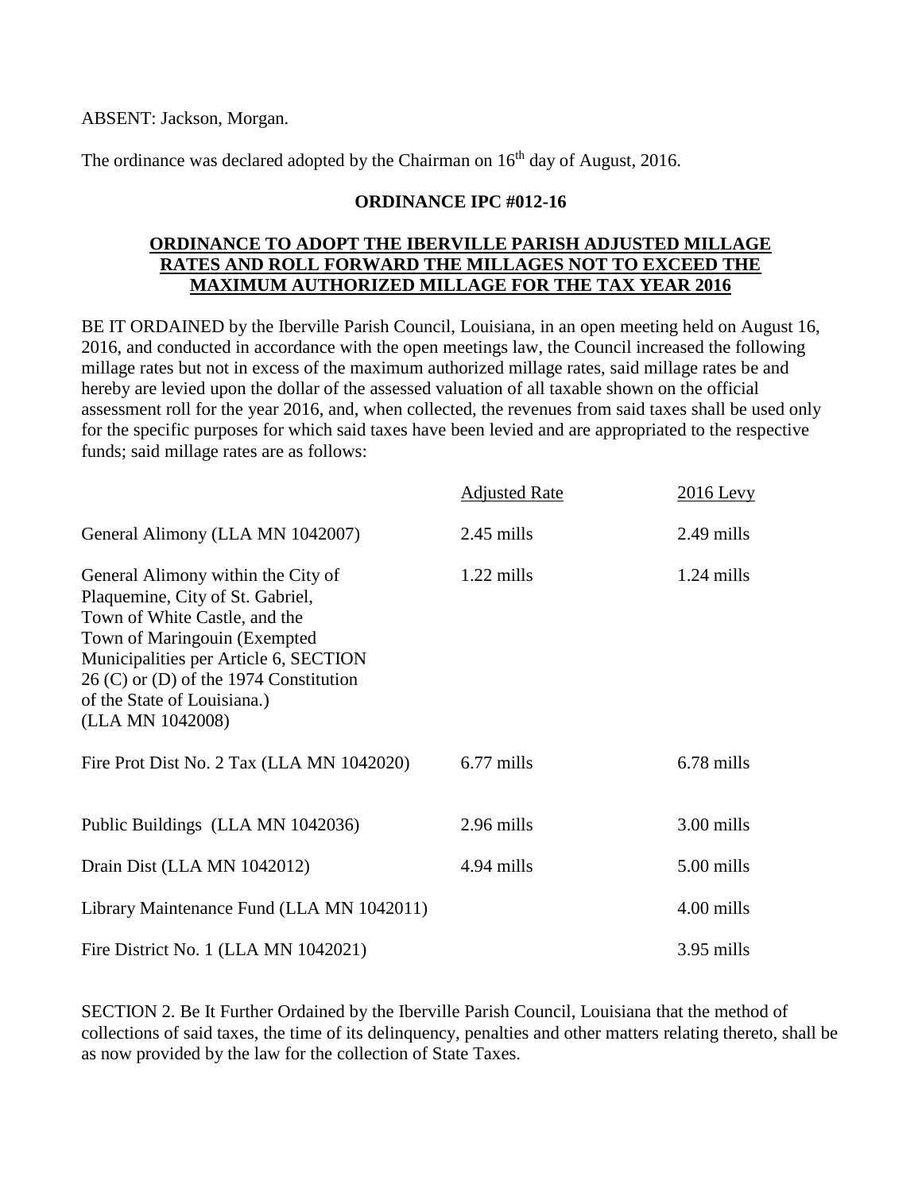ABSENT: Jackson, Morgan.

The ordinance was declared adopted by the Chairman on 16th day of August, 2016.

**ORDINANCE IPC #012-16**

**ORDINANCE TO ADOPT THE IBERVILLE PARISH ADJUSTED MILLAGE RATES AND ROLL FORWARD THE MILLAGES NOT TO EXCEED THE MAXIMUM AUTHORIZED MILLAGE FOR THE TAX YEAR 2016**

BE IT ORDAINED by the Iberville Parish Council, Louisiana, in an open meeting held on August 16, 2016, and conducted in accordance with the open meetings law, the Council increased the following millage rates but not in excess of the maximum authorized millage rates, said millage rates be and hereby are levied upon the dollar of the assessed valuation of all taxable shown on the official assessment roll for the year 2016, and, when collected, the revenues from said taxes shall be used only for the specific purposes for which said taxes have been levied and are appropriated to the respective funds; said millage rates are as follows:

| | Adjusted Rate | 2016 Levy |
|---|---|---|
| General Alimony (LLA MN 1042007) | 2.45 mills | 2.49 mills |
| General Alimony within the City of Plaquemine, City of St. Gabriel, Town of White Castle, and the Town of Maringouin (Exempted Municipalities per Article 6, SECTION 26 (C) or (D) of the 1974 Constitution of the State of Louisiana.) (LLA MN 1042008) | 1.22 mills | 1.24 mills |
| Fire Prot Dist No. 2 Tax (LLA MN 1042020) | 6.77 mills | 6.78 mills |
| Public Buildings (LLA MN 1042036) | 2.96 mills | 3.00 mills |
| Drain Dist (LLA MN 1042012) | 4.94 mills | 5.00 mills |
| Library Maintenance Fund (LLA MN 1042011) | | 4.00 mills |
| Fire District No. 1 (LLA MN 1042021) | | 3.95 mills |

SECTION 2. Be It Further Ordained by the Iberville Parish Council, Louisiana that the method of collections of said taxes, the time of its delinquency, penalties and other matters relating thereto, shall be as now provided by the law for the collection of State Taxes.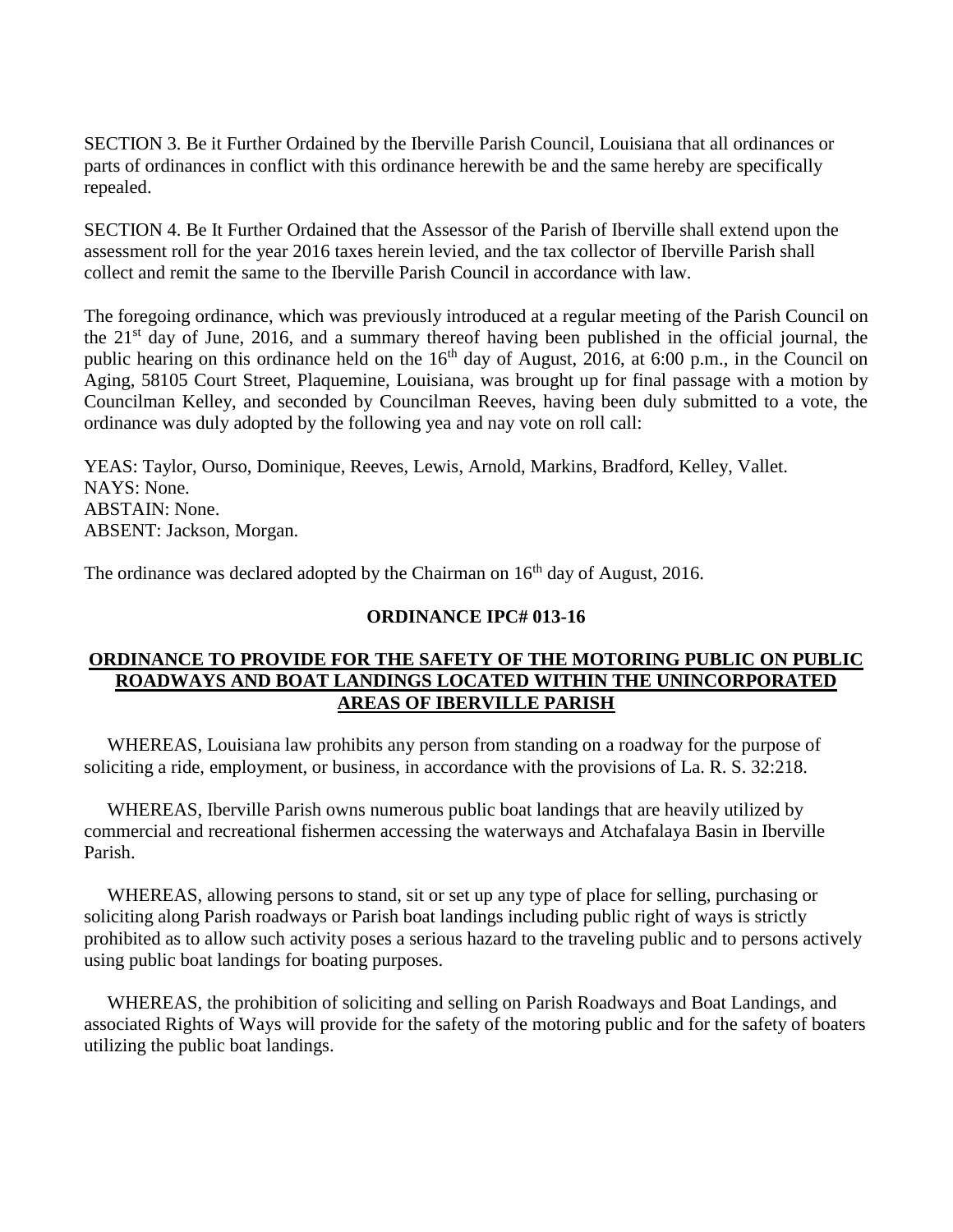SECTION 3. Be it Further Ordained by the Iberville Parish Council, Louisiana that all ordinances or parts of ordinances in conflict with this ordinance herewith be and the same hereby are specifically repealed.

SECTION 4. Be It Further Ordained that the Assessor of the Parish of Iberville shall extend upon the assessment roll for the year 2016 taxes herein levied, and the tax collector of Iberville Parish shall collect and remit the same to the Iberville Parish Council in accordance with law.

The foregoing ordinance, which was previously introduced at a regular meeting of the Parish Council on the 21st day of June, 2016, and a summary thereof having been published in the official journal, the public hearing on this ordinance held on the 16th day of August, 2016, at 6:00 p.m., in the Council on Aging, 58105 Court Street, Plaquemine, Louisiana, was brought up for final passage with a motion by Councilman Kelley, and seconded by Councilman Reeves, having been duly submitted to a vote, the ordinance was duly adopted by the following yea and nay vote on roll call:

YEAS: Taylor, Ourso, Dominique, Reeves, Lewis, Arnold, Markins, Bradford, Kelley, Vallet.
NAYS: None.
ABSTAIN: None.
ABSENT: Jackson, Morgan.

The ordinance was declared adopted by the Chairman on 16th day of August, 2016.

**ORDINANCE IPC# 013-16**

**ORDINANCE TO PROVIDE FOR THE SAFETY OF THE MOTORING PUBLIC ON PUBLIC ROADWAYS AND BOAT LANDINGS LOCATED WITHIN THE UNINCORPORATED AREAS OF IBERVILLE PARISH**

WHEREAS, Louisiana law prohibits any person from standing on a roadway for the purpose of soliciting a ride, employment, or business, in accordance with the provisions of La. R. S. 32:218.

WHEREAS, Iberville Parish owns numerous public boat landings that are heavily utilized by commercial and recreational fishermen accessing the waterways and Atchafalaya Basin in Iberville Parish.

WHEREAS, allowing persons to stand, sit or set up any type of place for selling, purchasing or soliciting along Parish roadways or Parish boat landings including public right of ways is strictly prohibited as to allow such activity poses a serious hazard to the traveling public and to persons actively using public boat landings for boating purposes.

WHEREAS, the prohibition of soliciting and selling on Parish Roadways and Boat Landings, and associated Rights of Ways will provide for the safety of the motoring public and for the safety of boaters utilizing the public boat landings.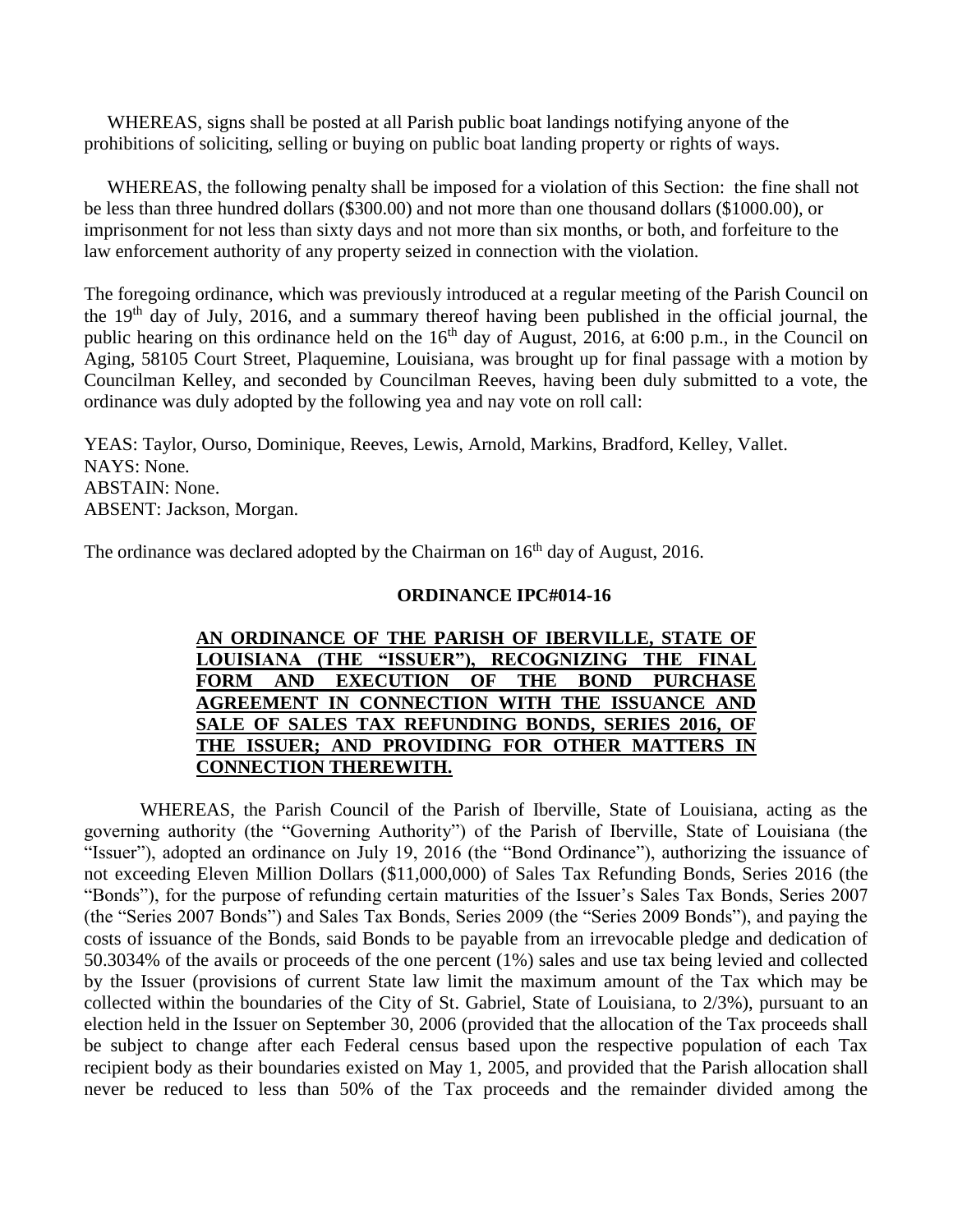WHEREAS, signs shall be posted at all Parish public boat landings notifying anyone of the prohibitions of soliciting, selling or buying on public boat landing property or rights of ways.

WHEREAS, the following penalty shall be imposed for a violation of this Section: the fine shall not be less than three hundred dollars ($300.00) and not more than one thousand dollars ($1000.00), or imprisonment for not less than sixty days and not more than six months, or both, and forfeiture to the law enforcement authority of any property seized in connection with the violation.

The foregoing ordinance, which was previously introduced at a regular meeting of the Parish Council on the 19th day of July, 2016, and a summary thereof having been published in the official journal, the public hearing on this ordinance held on the 16th day of August, 2016, at 6:00 p.m., in the Council on Aging, 58105 Court Street, Plaquemine, Louisiana, was brought up for final passage with a motion by Councilman Kelley, and seconded by Councilman Reeves, having been duly submitted to a vote, the ordinance was duly adopted by the following yea and nay vote on roll call:

YEAS: Taylor, Ourso, Dominique, Reeves, Lewis, Arnold, Markins, Bradford, Kelley, Vallet.
NAYS: None.
ABSTAIN: None.
ABSENT: Jackson, Morgan.

The ordinance was declared adopted by the Chairman on 16th day of August, 2016.

**ORDINANCE IPC#014-16**

**AN ORDINANCE OF THE PARISH OF IBERVILLE, STATE OF LOUISIANA (THE "ISSUER"), RECOGNIZING THE FINAL FORM AND EXECUTION OF THE BOND PURCHASE AGREEMENT IN CONNECTION WITH THE ISSUANCE AND SALE OF SALES TAX REFUNDING BONDS, SERIES 2016, OF THE ISSUER; AND PROVIDING FOR OTHER MATTERS IN CONNECTION THEREWITH.**

WHEREAS, the Parish Council of the Parish of Iberville, State of Louisiana, acting as the governing authority (the "Governing Authority") of the Parish of Iberville, State of Louisiana (the "Issuer"), adopted an ordinance on July 19, 2016 (the "Bond Ordinance"), authorizing the issuance of not exceeding Eleven Million Dollars ($11,000,000) of Sales Tax Refunding Bonds, Series 2016 (the "Bonds"), for the purpose of refunding certain maturities of the Issuer's Sales Tax Bonds, Series 2007 (the "Series 2007 Bonds") and Sales Tax Bonds, Series 2009 (the "Series 2009 Bonds"), and paying the costs of issuance of the Bonds, said Bonds to be payable from an irrevocable pledge and dedication of 50.3034% of the avails or proceeds of the one percent (1%) sales and use tax being levied and collected by the Issuer (provisions of current State law limit the maximum amount of the Tax which may be collected within the boundaries of the City of St. Gabriel, State of Louisiana, to 2/3%), pursuant to an election held in the Issuer on September 30, 2006 (provided that the allocation of the Tax proceeds shall be subject to change after each Federal census based upon the respective population of each Tax recipient body as their boundaries existed on May 1, 2005, and provided that the Parish allocation shall never be reduced to less than 50% of the Tax proceeds and the remainder divided among the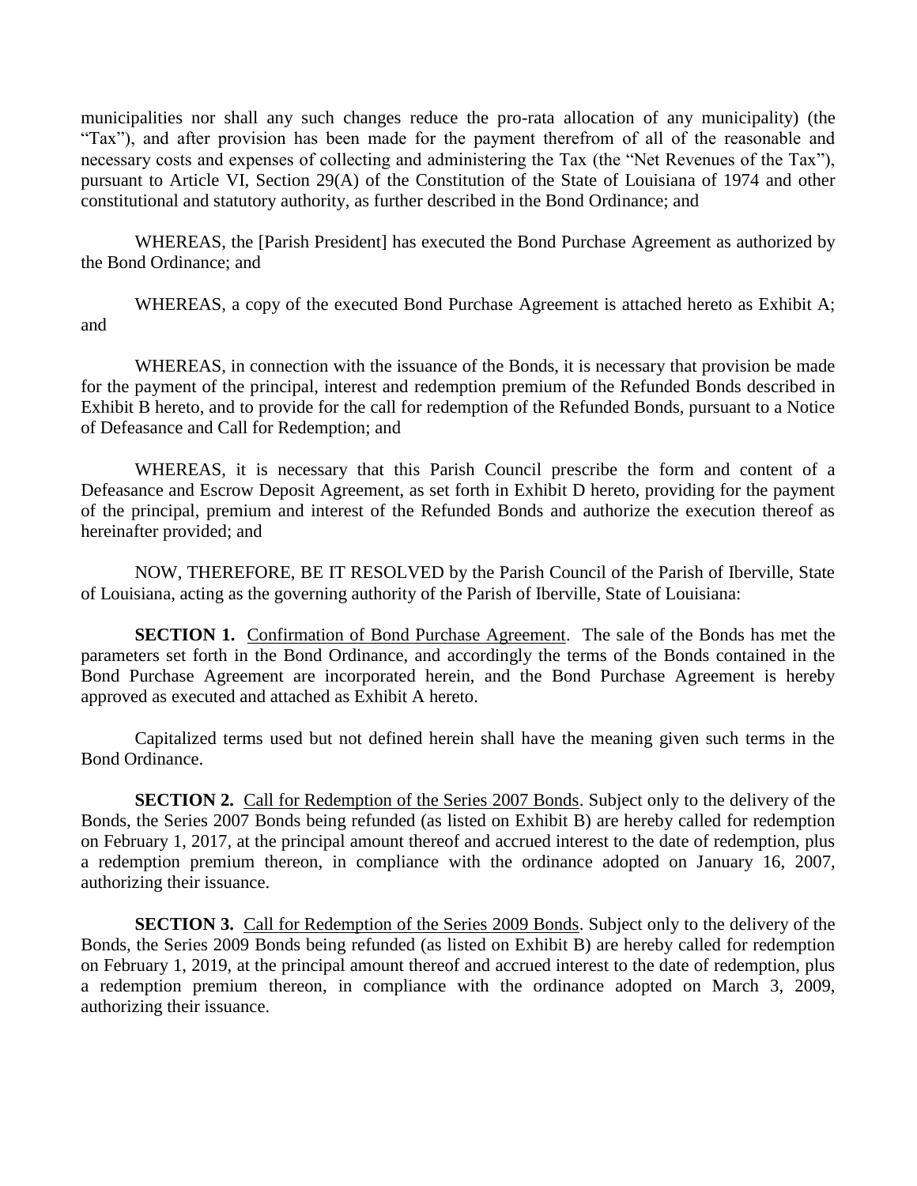municipalities nor shall any such changes reduce the pro-rata allocation of any municipality) (the "Tax"), and after provision has been made for the payment therefrom of all of the reasonable and necessary costs and expenses of collecting and administering the Tax (the "Net Revenues of the Tax"), pursuant to Article VI, Section 29(A) of the Constitution of the State of Louisiana of 1974 and other constitutional and statutory authority, as further described in the Bond Ordinance; and

WHEREAS, the [Parish President] has executed the Bond Purchase Agreement as authorized by the Bond Ordinance; and

WHEREAS, a copy of the executed Bond Purchase Agreement is attached hereto as Exhibit A; and

WHEREAS, in connection with the issuance of the Bonds, it is necessary that provision be made for the payment of the principal, interest and redemption premium of the Refunded Bonds described in Exhibit B hereto, and to provide for the call for redemption of the Refunded Bonds, pursuant to a Notice of Defeasance and Call for Redemption; and

WHEREAS, it is necessary that this Parish Council prescribe the form and content of a Defeasance and Escrow Deposit Agreement, as set forth in Exhibit D hereto, providing for the payment of the principal, premium and interest of the Refunded Bonds and authorize the execution thereof as hereinafter provided; and

NOW, THEREFORE, BE IT RESOLVED by the Parish Council of the Parish of Iberville, State of Louisiana, acting as the governing authority of the Parish of Iberville, State of Louisiana:

**SECTION 1.** Confirmation of Bond Purchase Agreement. The sale of the Bonds has met the parameters set forth in the Bond Ordinance, and accordingly the terms of the Bonds contained in the Bond Purchase Agreement are incorporated herein, and the Bond Purchase Agreement is hereby approved as executed and attached as Exhibit A hereto.

Capitalized terms used but not defined herein shall have the meaning given such terms in the Bond Ordinance.

**SECTION 2.** Call for Redemption of the Series 2007 Bonds. Subject only to the delivery of the Bonds, the Series 2007 Bonds being refunded (as listed on Exhibit B) are hereby called for redemption on February 1, 2017, at the principal amount thereof and accrued interest to the date of redemption, plus a redemption premium thereon, in compliance with the ordinance adopted on January 16, 2007, authorizing their issuance.

**SECTION 3.** Call for Redemption of the Series 2009 Bonds. Subject only to the delivery of the Bonds, the Series 2009 Bonds being refunded (as listed on Exhibit B) are hereby called for redemption on February 1, 2019, at the principal amount thereof and accrued interest to the date of redemption, plus a redemption premium thereon, in compliance with the ordinance adopted on March 3, 2009, authorizing their issuance.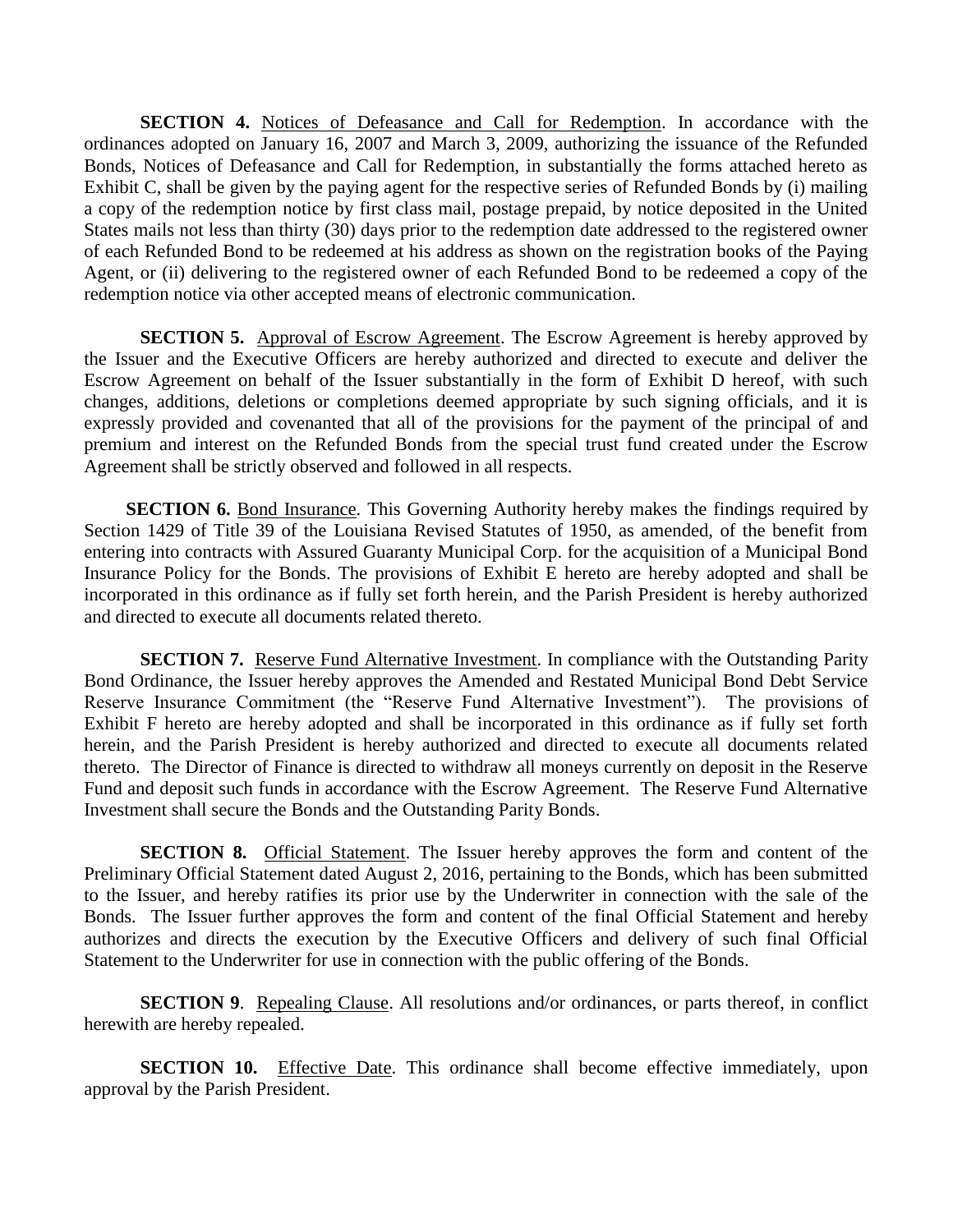**SECTION 4.** Notices of Defeasance and Call for Redemption. In accordance with the ordinances adopted on January 16, 2007 and March 3, 2009, authorizing the issuance of the Refunded Bonds, Notices of Defeasance and Call for Redemption, in substantially the forms attached hereto as Exhibit C, shall be given by the paying agent for the respective series of Refunded Bonds by (i) mailing a copy of the redemption notice by first class mail, postage prepaid, by notice deposited in the United States mails not less than thirty (30) days prior to the redemption date addressed to the registered owner of each Refunded Bond to be redeemed at his address as shown on the registration books of the Paying Agent, or (ii) delivering to the registered owner of each Refunded Bond to be redeemed a copy of the redemption notice via other accepted means of electronic communication.

**SECTION 5.** Approval of Escrow Agreement. The Escrow Agreement is hereby approved by the Issuer and the Executive Officers are hereby authorized and directed to execute and deliver the Escrow Agreement on behalf of the Issuer substantially in the form of Exhibit D hereof, with such changes, additions, deletions or completions deemed appropriate by such signing officials, and it is expressly provided and covenanted that all of the provisions for the payment of the principal of and premium and interest on the Refunded Bonds from the special trust fund created under the Escrow Agreement shall be strictly observed and followed in all respects.

**SECTION 6.** Bond Insurance. This Governing Authority hereby makes the findings required by Section 1429 of Title 39 of the Louisiana Revised Statutes of 1950, as amended, of the benefit from entering into contracts with Assured Guaranty Municipal Corp. for the acquisition of a Municipal Bond Insurance Policy for the Bonds. The provisions of Exhibit E hereto are hereby adopted and shall be incorporated in this ordinance as if fully set forth herein, and the Parish President is hereby authorized and directed to execute all documents related thereto.

**SECTION 7.** Reserve Fund Alternative Investment. In compliance with the Outstanding Parity Bond Ordinance, the Issuer hereby approves the Amended and Restated Municipal Bond Debt Service Reserve Insurance Commitment (the "Reserve Fund Alternative Investment"). The provisions of Exhibit F hereto are hereby adopted and shall be incorporated in this ordinance as if fully set forth herein, and the Parish President is hereby authorized and directed to execute all documents related thereto. The Director of Finance is directed to withdraw all moneys currently on deposit in the Reserve Fund and deposit such funds in accordance with the Escrow Agreement. The Reserve Fund Alternative Investment shall secure the Bonds and the Outstanding Parity Bonds.

**SECTION 8.** Official Statement. The Issuer hereby approves the form and content of the Preliminary Official Statement dated August 2, 2016, pertaining to the Bonds, which has been submitted to the Issuer, and hereby ratifies its prior use by the Underwriter in connection with the sale of the Bonds. The Issuer further approves the form and content of the final Official Statement and hereby authorizes and directs the execution by the Executive Officers and delivery of such final Official Statement to the Underwriter for use in connection with the public offering of the Bonds.

**SECTION 9**. Repealing Clause. All resolutions and/or ordinances, or parts thereof, in conflict herewith are hereby repealed.

**SECTION 10.** Effective Date. This ordinance shall become effective immediately, upon approval by the Parish President.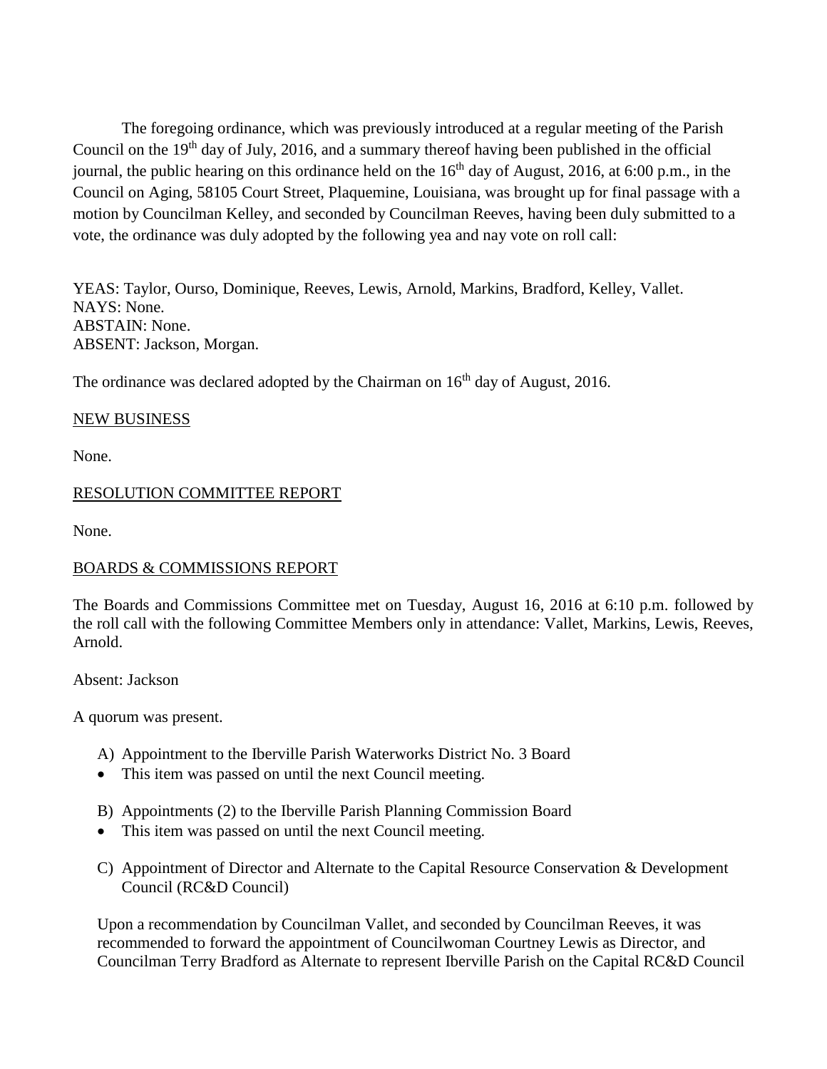The foregoing ordinance, which was previously introduced at a regular meeting of the Parish Council on the 19th day of July, 2016, and a summary thereof having been published in the official journal, the public hearing on this ordinance held on the 16th day of August, 2016, at 6:00 p.m., in the Council on Aging, 58105 Court Street, Plaquemine, Louisiana, was brought up for final passage with a motion by Councilman Kelley, and seconded by Councilman Reeves, having been duly submitted to a vote, the ordinance was duly adopted by the following yea and nay vote on roll call:

YEAS: Taylor, Ourso, Dominique, Reeves, Lewis, Arnold, Markins, Bradford, Kelley, Vallet.
NAYS: None.
ABSTAIN: None.
ABSENT: Jackson, Morgan.

The ordinance was declared adopted by the Chairman on 16th day of August, 2016.

NEW BUSINESS

None.

RESOLUTION COMMITTEE REPORT

None.

BOARDS & COMMISSIONS REPORT

The Boards and Commissions Committee met on Tuesday, August 16, 2016 at 6:10 p.m. followed by the roll call with the following Committee Members only in attendance: Vallet, Markins, Lewis, Reeves, Arnold.

Absent: Jackson

A quorum was present.

A) Appointment to the Iberville Parish Waterworks District No. 3 Board
- This item was passed on until the next Council meeting.

B) Appointments (2) to the Iberville Parish Planning Commission Board
- This item was passed on until the next Council meeting.

C) Appointment of Director and Alternate to the Capital Resource Conservation & Development Council (RC&D Council)

Upon a recommendation by Councilman Vallet, and seconded by Councilman Reeves, it was recommended to forward the appointment of Councilwoman Courtney Lewis as Director, and Councilman Terry Bradford as Alternate to represent Iberville Parish on the Capital RC&D Council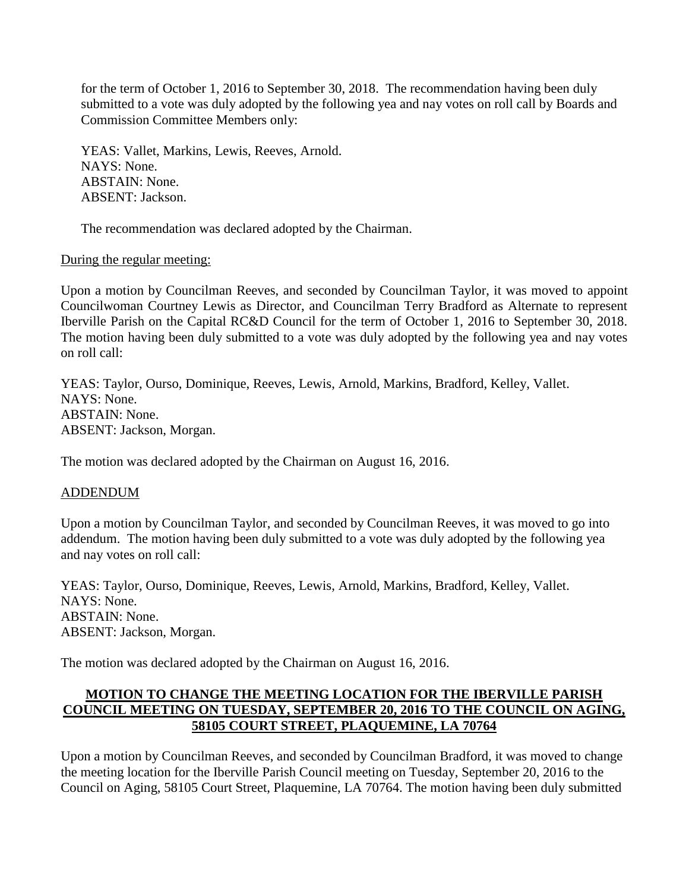for the term of October 1, 2016 to September 30, 2018. The recommendation having been duly submitted to a vote was duly adopted by the following yea and nay votes on roll call by Boards and Commission Committee Members only:

YEAS: Vallet, Markins, Lewis, Reeves, Arnold.
NAYS: None.
ABSTAIN: None.
ABSENT: Jackson.

The recommendation was declared adopted by the Chairman.

<u>During the regular meeting:</u>

Upon a motion by Councilman Reeves, and seconded by Councilman Taylor, it was moved to appoint Councilwoman Courtney Lewis as Director, and Councilman Terry Bradford as Alternate to represent Iberville Parish on the Capital RC&D Council for the term of October 1, 2016 to September 30, 2018. The motion having been duly submitted to a vote was duly adopted by the following yea and nay votes on roll call:

YEAS: Taylor, Ourso, Dominique, Reeves, Lewis, Arnold, Markins, Bradford, Kelley, Vallet.
NAYS: None.
ABSTAIN: None.
ABSENT: Jackson, Morgan.

The motion was declared adopted by the Chairman on August 16, 2016.

<u>ADDENDUM</u>

Upon a motion by Councilman Taylor, and seconded by Councilman Reeves, it was moved to go into addendum. The motion having been duly submitted to a vote was duly adopted by the following yea and nay votes on roll call:

YEAS: Taylor, Ourso, Dominique, Reeves, Lewis, Arnold, Markins, Bradford, Kelley, Vallet.
NAYS: None.
ABSTAIN: None.
ABSENT: Jackson, Morgan.

The motion was declared adopted by the Chairman on August 16, 2016.

## MOTION TO CHANGE THE MEETING LOCATION FOR THE IBERVILLE PARISH COUNCIL MEETING ON TUESDAY, SEPTEMBER 20, 2016 TO THE COUNCIL ON AGING, 58105 COURT STREET, PLAQUEMINE, LA 70764

Upon a motion by Councilman Reeves, and seconded by Councilman Bradford, it was moved to change the meeting location for the Iberville Parish Council meeting on Tuesday, September 20, 2016 to the Council on Aging, 58105 Court Street, Plaquemine, LA 70764. The motion having been duly submitted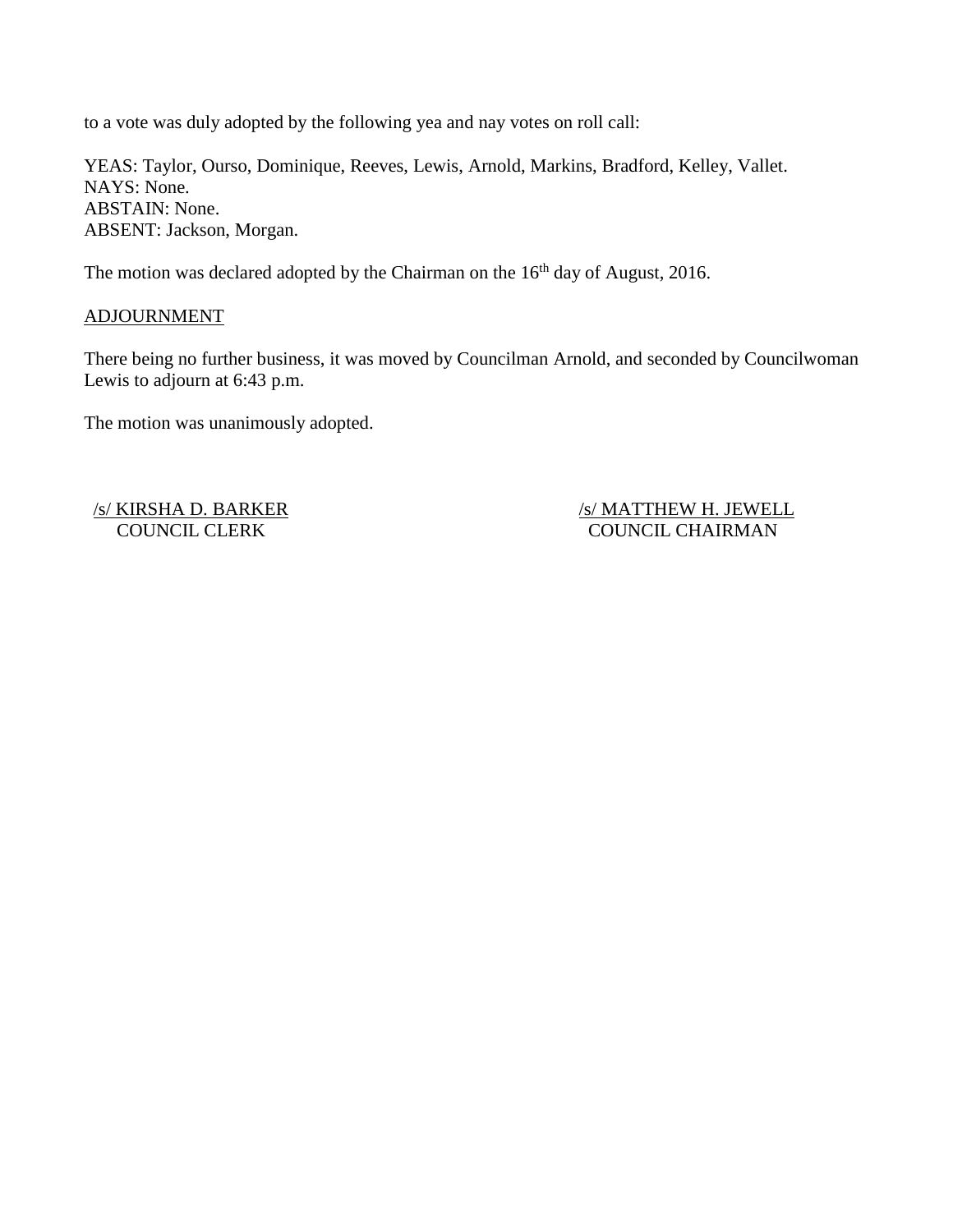to a vote was duly adopted by the following yea and nay votes on roll call:

YEAS: Taylor, Ourso, Dominique, Reeves, Lewis, Arnold, Markins, Bradford, Kelley, Vallet.
NAYS: None.
ABSTAIN: None.
ABSENT: Jackson, Morgan.

The motion was declared adopted by the Chairman on the 16th day of August, 2016.

ADJOURNMENT

There being no further business, it was moved by Councilman Arnold, and seconded by Councilwoman Lewis to adjourn at 6:43 p.m.

The motion was unanimously adopted.

/s/ KIRSHA D. BARKER
COUNCIL CLERK

/s/ MATTHEW H. JEWELL
COUNCIL CHAIRMAN